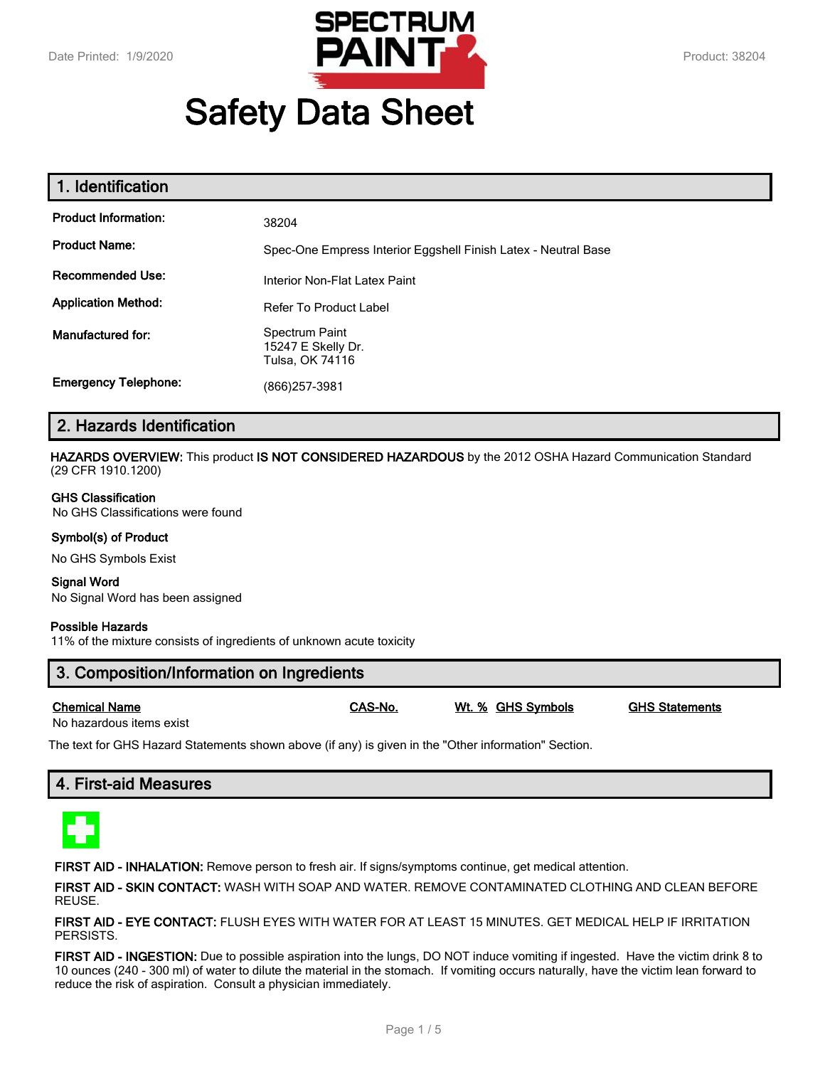# Safety Data Sheet

## 1. Identification

| | |
|---|---|
| **Product Information:** | 38204 |
| **Product Name:** | Spec-One Empress Interior Eggshell Finish Latex - Neutral Base |
| **Recommended Use:** | Interior Non-Flat Latex Paint |
| **Application Method:** | Refer To Product Label |
| **Manufactured for:** | Spectrum Paint<br>15247 E Skelly Dr.<br>Tulsa, OK 74116 |
| **Emergency Telephone:** | (866)257-3981 |

## 2. Hazards Identification

**HAZARDS OVERVIEW:** This product **IS NOT CONSIDERED HAZARDOUS** by the 2012 OSHA Hazard Communication Standard (29 CFR 1910.1200)

**GHS Classification**
No GHS Classifications were found

**Symbol(s) of Product**

No GHS Symbols Exist

**Signal Word**
No Signal Word has been assigned

**Possible Hazards**
11% of the mixture consists of ingredients of unknown acute toxicity

## 3. Composition/Information on Ingredients

| Chemical Name | CAS-No. | Wt. % | GHS Symbols | GHS Statements |
|---|---|---|---|---|
| No hazardous items exist | | | | |

The text for GHS Hazard Statements shown above (if any) is given in the "Other information" Section.

## 4. First-aid Measures

**FIRST AID - INHALATION:** Remove person to fresh air. If signs/symptoms continue, get medical attention.

**FIRST AID - SKIN CONTACT:** WASH WITH SOAP AND WATER. REMOVE CONTAMINATED CLOTHING AND CLEAN BEFORE REUSE.

**FIRST AID - EYE CONTACT:** FLUSH EYES WITH WATER FOR AT LEAST 15 MINUTES. GET MEDICAL HELP IF IRRITATION PERSISTS.

**FIRST AID - INGESTION:** Due to possible aspiration into the lungs, DO NOT induce vomiting if ingested. Have the victim drink 8 to 10 ounces (240 - 300 ml) of water to dilute the material in the stomach. If vomiting occurs naturally, have the victim lean forward to reduce the risk of aspiration. Consult a physician immediately.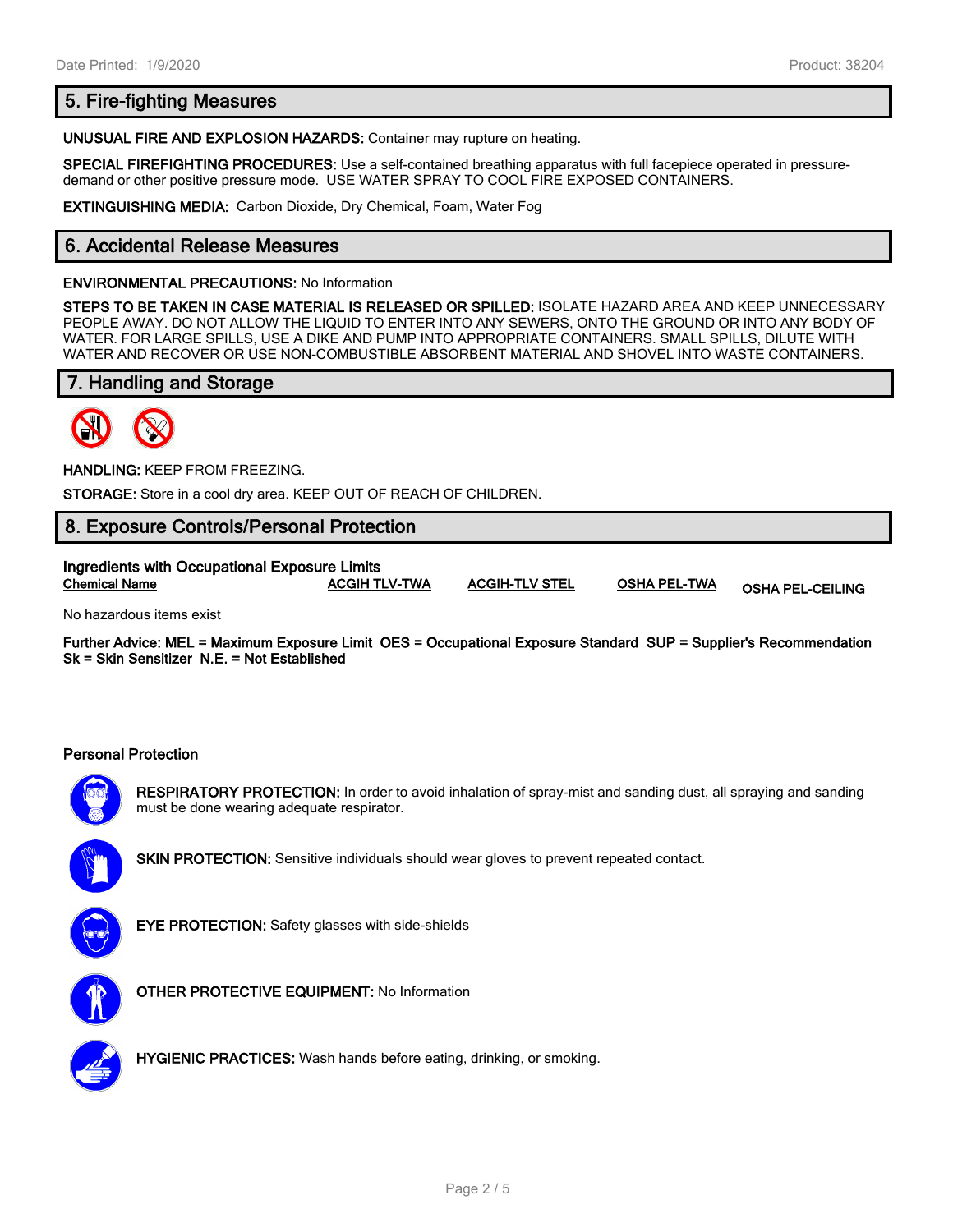## 5. Fire-fighting Measures

**UNUSUAL FIRE AND EXPLOSION HAZARDS:** Container may rupture on heating.

**SPECIAL FIREFIGHTING PROCEDURES:** Use a self-contained breathing apparatus with full facepiece operated in pressure-demand or other positive pressure mode. USE WATER SPRAY TO COOL FIRE EXPOSED CONTAINERS.

**EXTINGUISHING MEDIA:** Carbon Dioxide, Dry Chemical, Foam, Water Fog

## 6. Accidental Release Measures

**ENVIRONMENTAL PRECAUTIONS:** No Information

**STEPS TO BE TAKEN IN CASE MATERIAL IS RELEASED OR SPILLED:** ISOLATE HAZARD AREA AND KEEP UNNECESSARY PEOPLE AWAY. DO NOT ALLOW THE LIQUID TO ENTER INTO ANY SEWERS, ONTO THE GROUND OR INTO ANY BODY OF WATER. FOR LARGE SPILLS, USE A DIKE AND PUMP INTO APPROPRIATE CONTAINERS. SMALL SPILLS, DILUTE WITH WATER AND RECOVER OR USE NON-COMBUSTIBLE ABSORBENT MATERIAL AND SHOVEL INTO WASTE CONTAINERS.

## 7. Handling and Storage

**HANDLING:** KEEP FROM FREEZING.

**STORAGE:** Store in a cool dry area. KEEP OUT OF REACH OF CHILDREN.

## 8. Exposure Controls/Personal Protection

**Ingredients with Occupational Exposure Limits**

| Chemical Name | ACGIH TLV-TWA | ACGIH-TLV STEL | OSHA PEL-TWA | OSHA PEL-CEILING |
|---|---|---|---|---|

No hazardous items exist

**Further Advice: MEL = Maximum Exposure Limit OES = Occupational Exposure Standard SUP = Supplier's Recommendation Sk = Skin Sensitizer N.E. = Not Established**

**Personal Protection**

**RESPIRATORY PROTECTION:** In order to avoid inhalation of spray-mist and sanding dust, all spraying and sanding must be done wearing adequate respirator.

**SKIN PROTECTION:** Sensitive individuals should wear gloves to prevent repeated contact.

**EYE PROTECTION:** Safety glasses with side-shields

**OTHER PROTECTIVE EQUIPMENT:** No Information

**HYGIENIC PRACTICES:** Wash hands before eating, drinking, or smoking.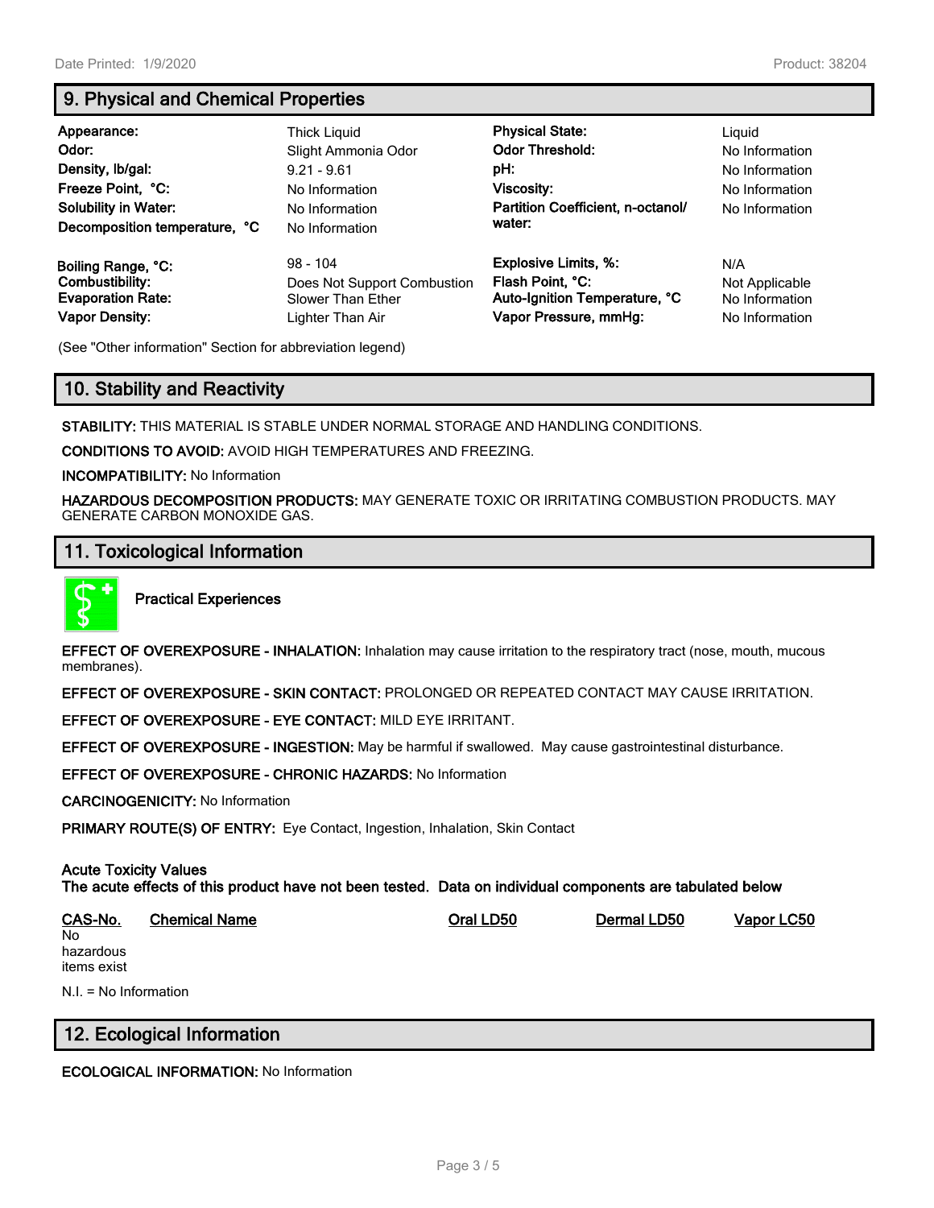## 9. Physical and Chemical Properties

| | | | |
|---|---|---|---|
| **Appearance:** | Thick Liquid | **Physical State:** | Liquid |
| **Odor:** | Slight Ammonia Odor | **Odor Threshold:** | No Information |
| **Density, lb/gal:** | 9.21 - 9.61 | **pH:** | No Information |
| **Freeze Point, °C:** | No Information | **Viscosity:** | No Information |
| **Solubility in Water:** | No Information | **Partition Coefficient, n-octanol/water:** | No Information |
| **Decomposition temperature, °C** | No Information | | |
| **Boiling Range, °C:** | 98 - 104 | **Explosive Limits, %:** | N/A |
| **Combustibility:** | Does Not Support Combustion | **Flash Point, °C:** | Not Applicable |
| **Evaporation Rate:** | Slower Than Ether | **Auto-Ignition Temperature, °C** | No Information |
| **Vapor Density:** | Lighter Than Air | **Vapor Pressure, mmHg:** | No Information |

(See "Other information" Section for abbreviation legend)

## 10. Stability and Reactivity

**STABILITY:** THIS MATERIAL IS STABLE UNDER NORMAL STORAGE AND HANDLING CONDITIONS.

**CONDITIONS TO AVOID:** AVOID HIGH TEMPERATURES AND FREEZING.

**INCOMPATIBILITY:** No Information

**HAZARDOUS DECOMPOSITION PRODUCTS:** MAY GENERATE TOXIC OR IRRITATING COMBUSTION PRODUCTS. MAY GENERATE CARBON MONOXIDE GAS.

## 11. Toxicological Information

**Practical Experiences**

**EFFECT OF OVEREXPOSURE - INHALATION:** Inhalation may cause irritation to the respiratory tract (nose, mouth, mucous membranes).

**EFFECT OF OVEREXPOSURE - SKIN CONTACT:** PROLONGED OR REPEATED CONTACT MAY CAUSE IRRITATION.

**EFFECT OF OVEREXPOSURE - EYE CONTACT:** MILD EYE IRRITANT.

**EFFECT OF OVEREXPOSURE - INGESTION:** May be harmful if swallowed. May cause gastrointestinal disturbance.

**EFFECT OF OVEREXPOSURE - CHRONIC HAZARDS:** No Information

**CARCINOGENICITY:** No Information

**PRIMARY ROUTE(S) OF ENTRY:** Eye Contact, Ingestion, Inhalation, Skin Contact

**Acute Toxicity Values**
**The acute effects of this product have not been tested. Data on individual components are tabulated below**

| CAS-No. | Chemical Name | Oral LD50 | Dermal LD50 | Vapor LC50 |
|---|---|---|---|---|
| No hazardous items exist | | | | |

N.I. = No Information

## 12. Ecological Information

**ECOLOGICAL INFORMATION:** No Information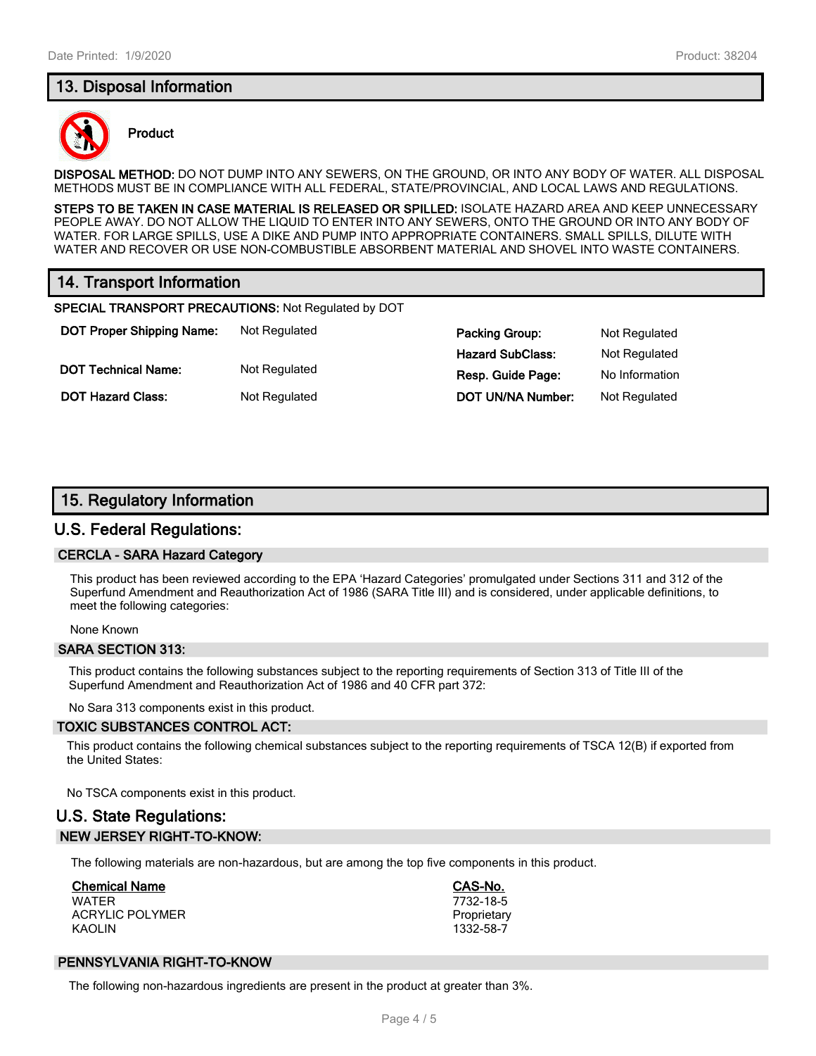## 13. Disposal Information

**Product**

**DISPOSAL METHOD:** DO NOT DUMP INTO ANY SEWERS, ON THE GROUND, OR INTO ANY BODY OF WATER. ALL DISPOSAL METHODS MUST BE IN COMPLIANCE WITH ALL FEDERAL, STATE/PROVINCIAL, AND LOCAL LAWS AND REGULATIONS.

**STEPS TO BE TAKEN IN CASE MATERIAL IS RELEASED OR SPILLED:** ISOLATE HAZARD AREA AND KEEP UNNECESSARY PEOPLE AWAY. DO NOT ALLOW THE LIQUID TO ENTER INTO ANY SEWERS, ONTO THE GROUND OR INTO ANY BODY OF WATER. FOR LARGE SPILLS, USE A DIKE AND PUMP INTO APPROPRIATE CONTAINERS. SMALL SPILLS, DILUTE WITH WATER AND RECOVER OR USE NON-COMBUSTIBLE ABSORBENT MATERIAL AND SHOVEL INTO WASTE CONTAINERS.

## 14. Transport Information

**SPECIAL TRANSPORT PRECAUTIONS:** Not Regulated by DOT

| | | | |
|---|---|---|---|
| **DOT Proper Shipping Name:** | Not Regulated | **Packing Group:** | Not Regulated |
| | | **Hazard SubClass:** | Not Regulated |
| **DOT Technical Name:** | Not Regulated | **Resp. Guide Page:** | No Information |
| **DOT Hazard Class:** | Not Regulated | **DOT UN/NA Number:** | Not Regulated |

## 15. Regulatory Information

### U.S. Federal Regulations:

#### CERCLA - SARA Hazard Category

This product has been reviewed according to the EPA 'Hazard Categories' promulgated under Sections 311 and 312 of the Superfund Amendment and Reauthorization Act of 1986 (SARA Title III) and is considered, under applicable definitions, to meet the following categories:

None Known

#### SARA SECTION 313:

This product contains the following substances subject to the reporting requirements of Section 313 of Title III of the Superfund Amendment and Reauthorization Act of 1986 and 40 CFR part 372:

No Sara 313 components exist in this product.

#### TOXIC SUBSTANCES CONTROL ACT:

This product contains the following chemical substances subject to the reporting requirements of TSCA 12(B) if exported from the United States:

No TSCA components exist in this product.

### U.S. State Regulations:

#### NEW JERSEY RIGHT-TO-KNOW:

The following materials are non-hazardous, but are among the top five components in this product.

| Chemical Name | CAS-No. |
|---|---|
| WATER | 7732-18-5 |
| ACRYLIC POLYMER | Proprietary |
| KAOLIN | 1332-58-7 |

#### PENNSYLVANIA RIGHT-TO-KNOW

The following non-hazardous ingredients are present in the product at greater than 3%.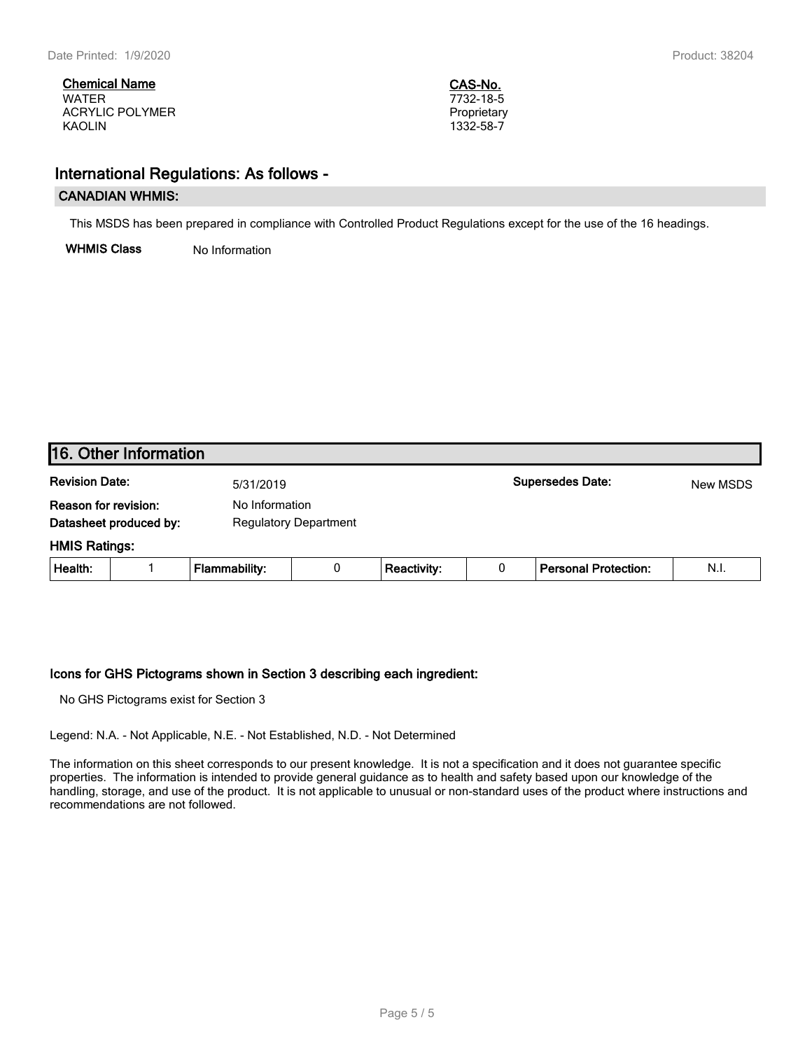| Chemical Name | CAS-No. |
| --- | --- |
| WATER | 7732-18-5 |
| ACRYLIC POLYMER | Proprietary |
| KAOLIN | 1332-58-7 |

## International Regulations: As follows -

### CANADIAN WHMIS:

This MSDS has been prepared in compliance with Controlled Product Regulations except for the use of the 16 headings.

**WHMIS Class** No Information

## 16. Other Information

**Revision Date:** 5/31/2019

**Supersedes Date:** New MSDS

**Reason for revision:** No Information

**Datasheet produced by:** Regulatory Department

**HMIS Ratings:**

| Health: | 1 | Flammability: | 0 | Reactivity: | 0 | Personal Protection: | N.I. |
| --- | --- | --- | --- | --- | --- | --- | --- |

**Icons for GHS Pictograms shown in Section 3 describing each ingredient:**

No GHS Pictograms exist for Section 3

Legend: N.A. - Not Applicable, N.E. - Not Established, N.D. - Not Determined

The information on this sheet corresponds to our present knowledge. It is not a specification and it does not guarantee specific properties. The information is intended to provide general guidance as to health and safety based upon our knowledge of the handling, storage, and use of the product. It is not applicable to unusual or non-standard uses of the product where instructions and recommendations are not followed.